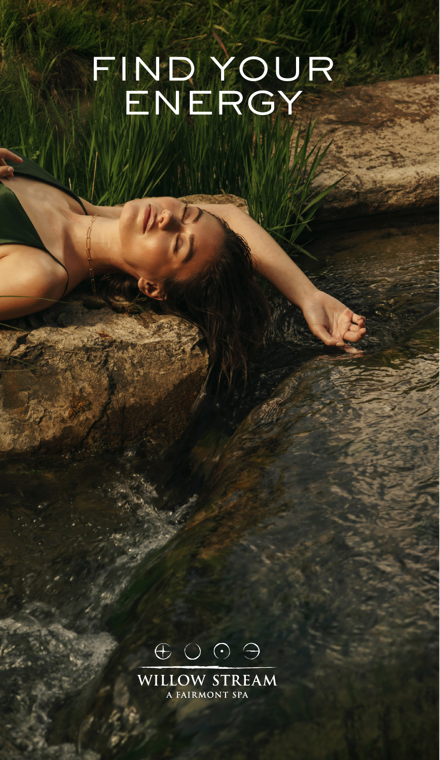# FIND YOUR ENERGY

WILLOW STREAM

A FAIRMONT SPA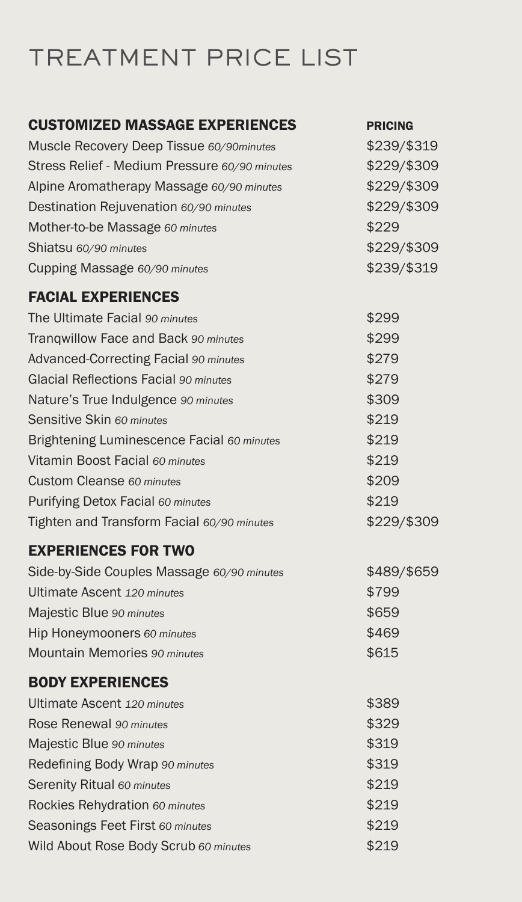# TREATMENT PRICE LIST

| CUSTOMIZED MASSAGE EXPERIENCES | PRICING |
|---|---|
| Muscle Recovery Deep Tissue *60/90minutes* | $239/$319 |
| Stress Relief - Medium Pressure *60/90 minutes* | $229/$309 |
| Alpine Aromatherapy Massage *60/90 minutes* | $229/$309 |
| Destination Rejuvenation *60/90 minutes* | $229/$309 |
| Mother-to-be Massage *60 minutes* | $229 |
| Shiatsu *60/90 minutes* | $229/$309 |
| Cupping Massage *60/90 minutes* | $239/$319 |

## FACIAL EXPERIENCES

| | |
|---|---|
| The Ultimate Facial *90 minutes* | $299 |
| Tranqwillow Face and Back *90 minutes* | $299 |
| Advanced-Correcting Facial *90 minutes* | $279 |
| Glacial Reflections Facial *90 minutes* | $279 |
| Nature's True Indulgence *90 minutes* | $309 |
| Sensitive Skin *60 minutes* | $219 |
| Brightening Luminescence Facial *60 minutes* | $219 |
| Vitamin Boost Facial *60 minutes* | $219 |
| Custom Cleanse *60 minutes* | $209 |
| Purifying Detox Facial *60 minutes* | $219 |
| Tighten and Transform Facial *60/90 minutes* | $229/$309 |

## EXPERIENCES FOR TWO

| | |
|---|---|
| Side-by-Side Couples Massage *60/90 minutes* | $489/$659 |
| Ultimate Ascent *120 minutes* | $799 |
| Majestic Blue *90 minutes* | $659 |
| Hip Honeymooners *60 minutes* | $469 |
| Mountain Memories *90 minutes* | $615 |

## BODY EXPERIENCES

| | |
|---|---|
| Ultimate Ascent *120 minutes* | $389 |
| Rose Renewal *90 minutes* | $329 |
| Majestic Blue *90 minutes* | $319 |
| Redefining Body Wrap *90 minutes* | $319 |
| Serenity Ritual *60 minutes* | $219 |
| Rockies Rehydration *60 minutes* | $219 |
| Seasonings Feet First *60 minutes* | $219 |
| Wild About Rose Body Scrub *60 minutes* | $219 |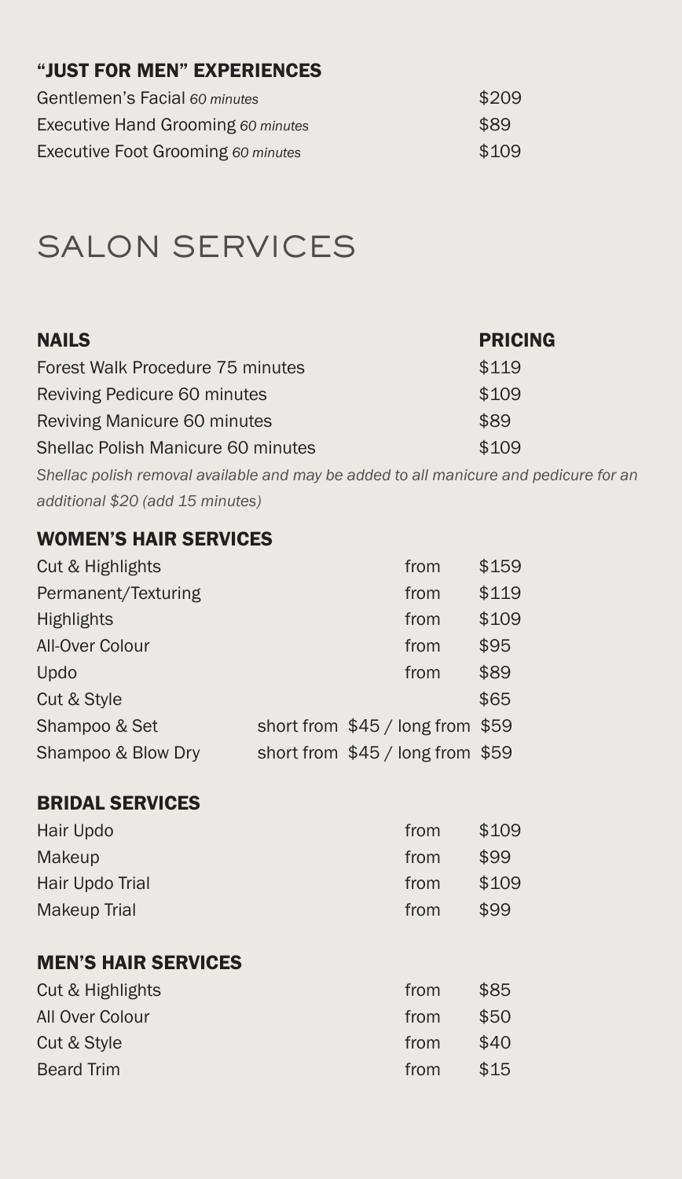## "JUST FOR MEN" EXPERIENCES

| | |
|---|---|
| Gentlemen's Facial *60 minutes* | $209 |
| Executive Hand Grooming *60 minutes* | $89 |
| Executive Foot Grooming *60 minutes* | $109 |

# SALON SERVICES

| NAILS | PRICING |
|---|---|
| Forest Walk Procedure 75 minutes | $119 |
| Reviving Pedicure 60 minutes | $109 |
| Reviving Manicure 60 minutes | $89 |
| Shellac Polish Manicure 60 minutes | $109 |

*Shellac polish removal available and may be added to all manicure and pedicure for an additional $20 (add 15 minutes)*

## WOMEN'S HAIR SERVICES

| | | |
|---|---|---|
| Cut & Highlights | from | $159 |
| Permanent/Texturing | from | $119 |
| Highlights | from | $109 |
| All-Over Colour | from | $95 |
| Updo | from | $89 |
| Cut & Style | | $65 |
| Shampoo & Set | short from $45 / long from | $59 |
| Shampoo & Blow Dry | short from $45 / long from | $59 |

## BRIDAL SERVICES

| | | |
|---|---|---|
| Hair Updo | from | $109 |
| Makeup | from | $99 |
| Hair Updo Trial | from | $109 |
| Makeup Trial | from | $99 |

## MEN'S HAIR SERVICES

| | | |
|---|---|---|
| Cut & Highlights | from | $85 |
| All Over Colour | from | $50 |
| Cut & Style | from | $40 |
| Beard Trim | from | $15 |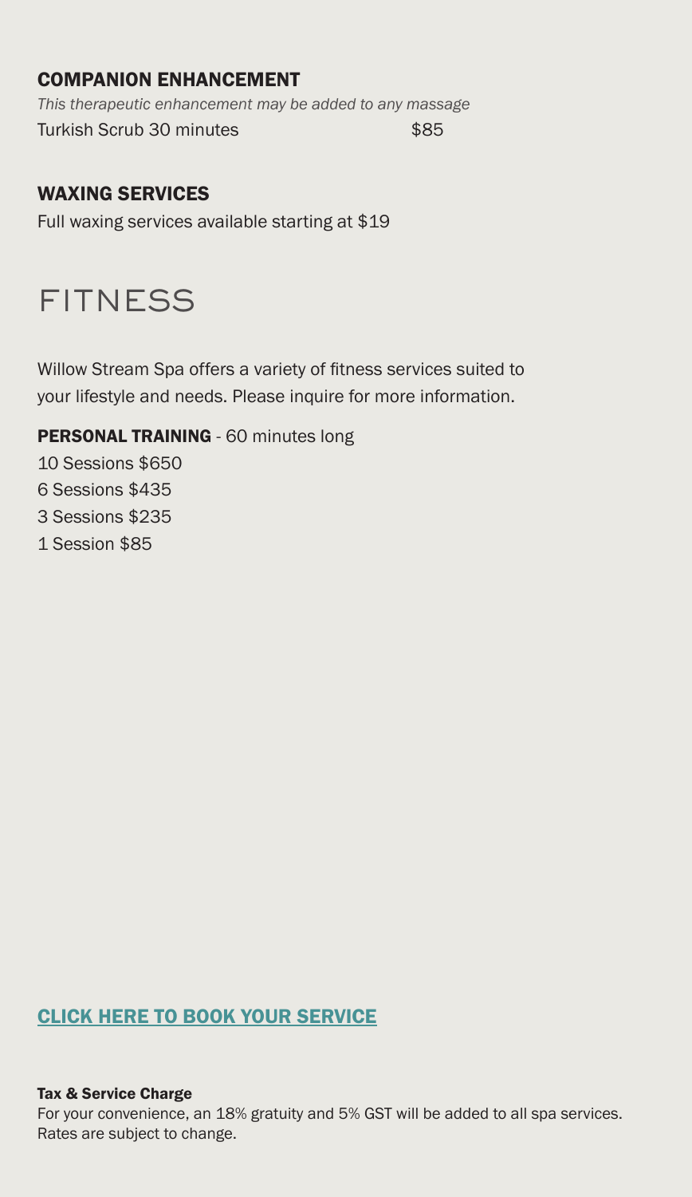## COMPANION ENHANCEMENT

*This therapeutic enhancement may be added to any massage*

Turkish Scrub 30 minutes $85

## WAXING SERVICES

Full waxing services available starting at $19

# FITNESS

Willow Stream Spa offers a variety of fitness services suited to your lifestyle and needs. Please inquire for more information.

**PERSONAL TRAINING** - 60 minutes long

10 Sessions $650
6 Sessions $435
3 Sessions $235
1 Session $85

**CLICK HERE TO BOOK YOUR SERVICE**

**Tax & Service Charge**

For your convenience, an 18% gratuity and 5% GST will be added to all spa services. Rates are subject to change.